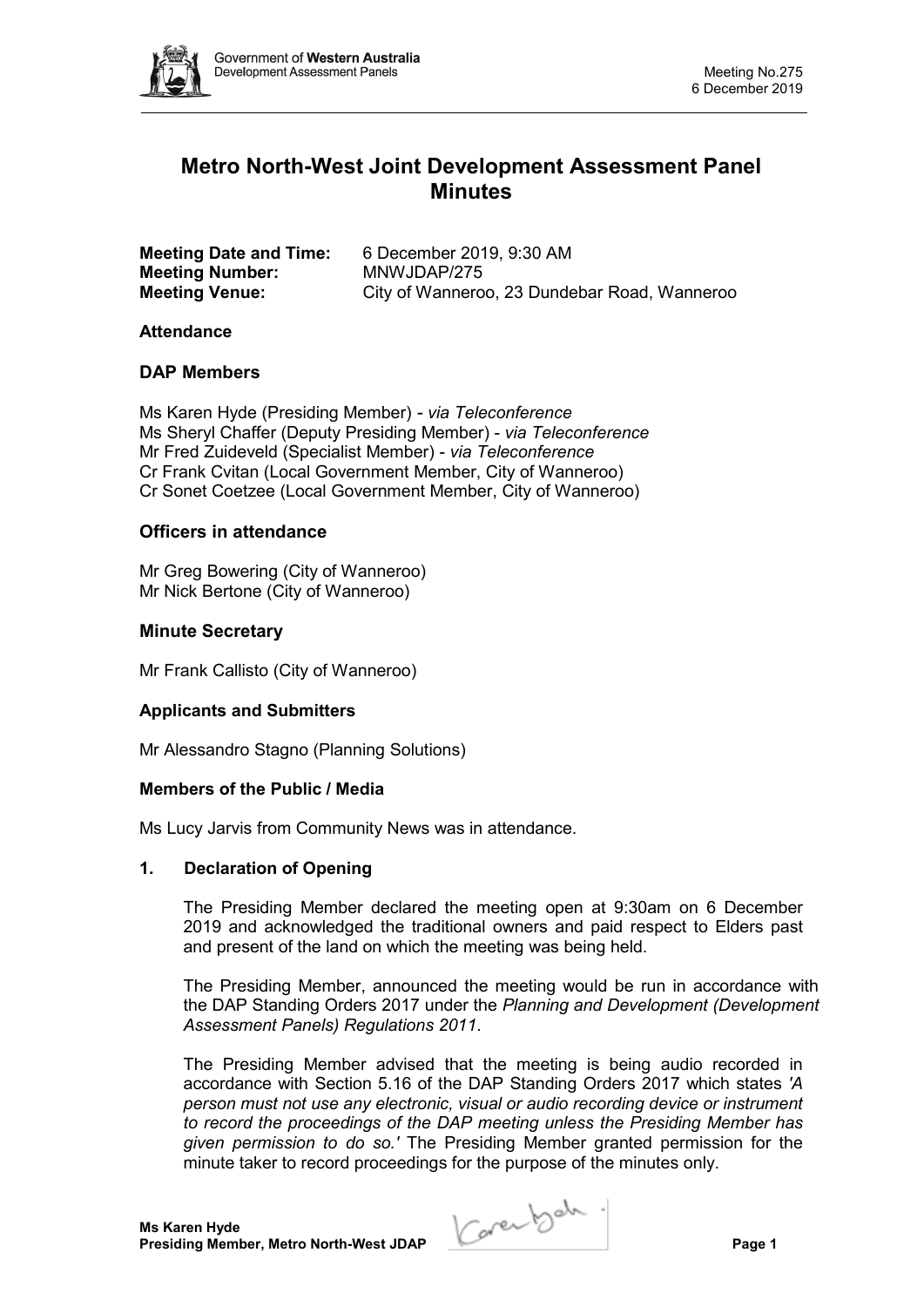# Metro North-West Joint Development Assessment Panel Minutes

**Meeting Date and Time:** 6 December 2019, 9:30 AM
**Meeting Number:** MNWJDAP/275
**Meeting Venue:** City of Wanneroo, 23 Dundebar Road, Wanneroo

### Attendance

### DAP Members

Ms Karen Hyde (Presiding Member) - *via Teleconference*
Ms Sheryl Chaffer (Deputy Presiding Member) - *via Teleconference*
Mr Fred Zuideveld (Specialist Member) - *via Teleconference*
Cr Frank Cvitan (Local Government Member, City of Wanneroo)
Cr Sonet Coetzee (Local Government Member, City of Wanneroo)

### Officers in attendance

Mr Greg Bowering (City of Wanneroo)
Mr Nick Bertone (City of Wanneroo)

### Minute Secretary

Mr Frank Callisto (City of Wanneroo)

### Applicants and Submitters

Mr Alessandro Stagno (Planning Solutions)

### Members of the Public / Media

Ms Lucy Jarvis from Community News was in attendance.

### 1. Declaration of Opening

The Presiding Member declared the meeting open at 9:30am on 6 December 2019 and acknowledged the traditional owners and paid respect to Elders past and present of the land on which the meeting was being held.

The Presiding Member, announced the meeting would be run in accordance with the DAP Standing Orders 2017 under the *Planning and Development (Development Assessment Panels) Regulations 2011*.

The Presiding Member advised that the meeting is being audio recorded in accordance with Section 5.16 of the DAP Standing Orders 2017 which states *'A person must not use any electronic, visual or audio recording device or instrument to record the proceedings of the DAP meeting unless the Presiding Member has given permission to do so.'* The Presiding Member granted permission for the minute taker to record proceedings for the purpose of the minutes only.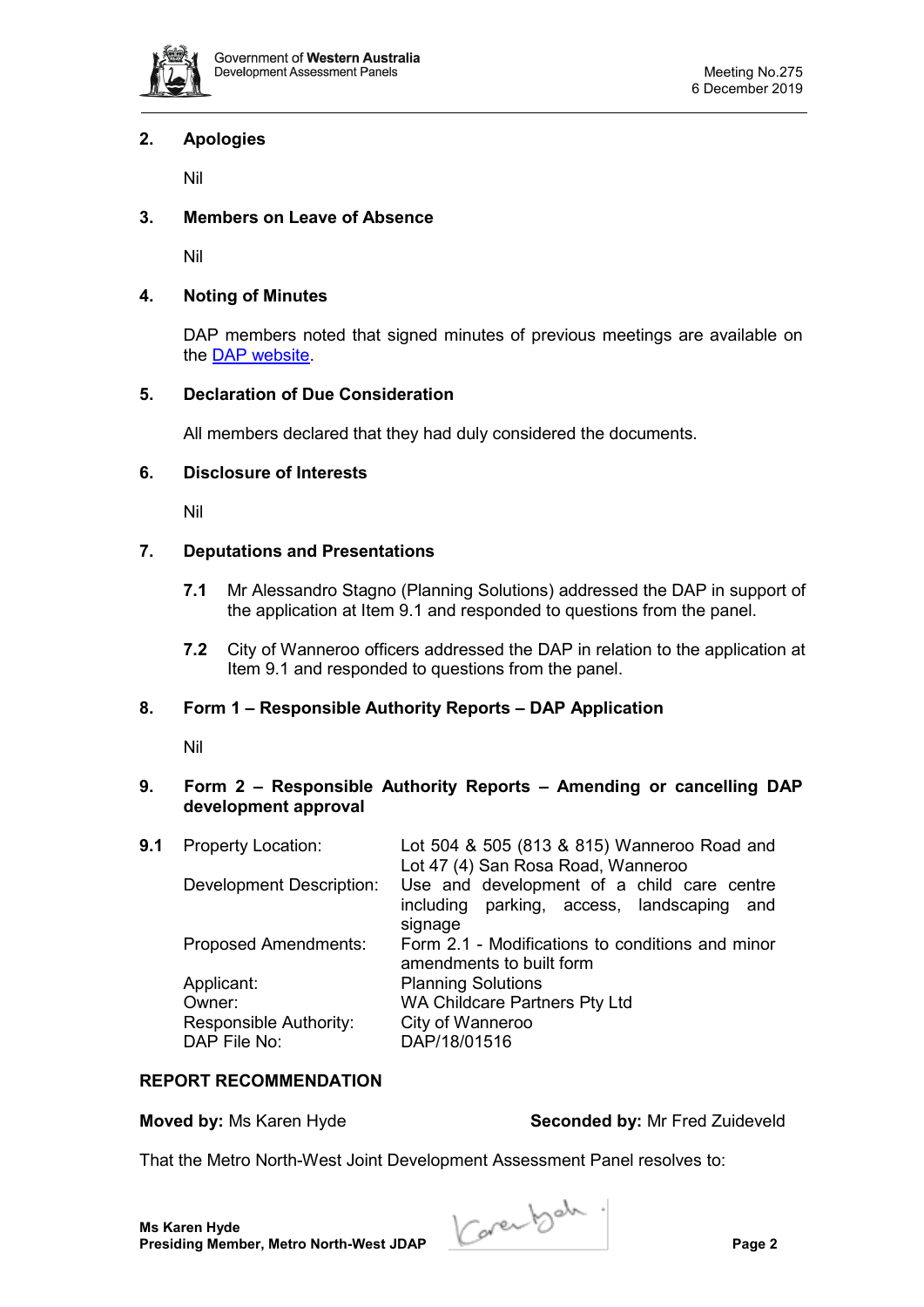## 2. Apologies

Nil

## 3. Members on Leave of Absence

Nil

## 4. Noting of Minutes

DAP members noted that signed minutes of previous meetings are available on the DAP website.

## 5. Declaration of Due Consideration

All members declared that they had duly considered the documents.

## 6. Disclosure of Interests

Nil

## 7. Deputations and Presentations

**7.1** Mr Alessandro Stagno (Planning Solutions) addressed the DAP in support of the application at Item 9.1 and responded to questions from the panel.

**7.2** City of Wanneroo officers addressed the DAP in relation to the application at Item 9.1 and responded to questions from the panel.

## 8. Form 1 – Responsible Authority Reports – DAP Application

Nil

## 9. Form 2 – Responsible Authority Reports – Amending or cancelling DAP development approval

**9.1**

| | |
|---|---|
| Property Location: | Lot 504 & 505 (813 & 815) Wanneroo Road and Lot 47 (4) San Rosa Road, Wanneroo |
| Development Description: | Use and development of a child care centre including parking, access, landscaping and signage |
| Proposed Amendments: | Form 2.1 - Modifications to conditions and minor amendments to built form |
| Applicant: | Planning Solutions |
| Owner: | WA Childcare Partners Pty Ltd |
| Responsible Authority: | City of Wanneroo |
| DAP File No: | DAP/18/01516 |

### REPORT RECOMMENDATION

**Moved by:** Ms Karen Hyde **Seconded by:** Mr Fred Zuideveld

That the Metro North-West Joint Development Assessment Panel resolves to:

**Ms Karen Hyde**
**Presiding Member, Metro North-West JDAP**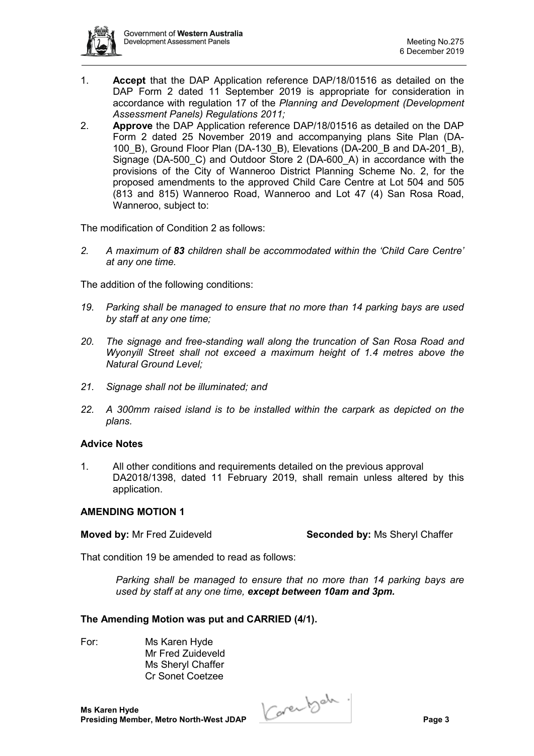1. **Accept** that the DAP Application reference DAP/18/01516 as detailed on the DAP Form 2 dated 11 September 2019 is appropriate for consideration in accordance with regulation 17 of the *Planning and Development (Development Assessment Panels) Regulations 2011;*
2. **Approve** the DAP Application reference DAP/18/01516 as detailed on the DAP Form 2 dated 25 November 2019 and accompanying plans Site Plan (DA-100_B), Ground Floor Plan (DA-130_B), Elevations (DA-200_B and DA-201_B), Signage (DA-500_C) and Outdoor Store 2 (DA-600_A) in accordance with the provisions of the City of Wanneroo District Planning Scheme No. 2, for the proposed amendments to the approved Child Care Centre at Lot 504 and 505 (813 and 815) Wanneroo Road, Wanneroo and Lot 47 (4) San Rosa Road, Wanneroo, subject to:

The modification of Condition 2 as follows:

*2. A maximum of **83** children shall be accommodated within the 'Child Care Centre' at any one time.*

The addition of the following conditions:

*19. Parking shall be managed to ensure that no more than 14 parking bays are used by staff at any one time;*

*20. The signage and free-standing wall along the truncation of San Rosa Road and Wyonyill Street shall not exceed a maximum height of 1.4 metres above the Natural Ground Level;*

*21. Signage shall not be illuminated; and*

*22. A 300mm raised island is to be installed within the carpark as depicted on the plans.*

### Advice Notes

1. All other conditions and requirements detailed on the previous approval DA2018/1398, dated 11 February 2019, shall remain unless altered by this application.

### AMENDING MOTION 1

**Moved by:** Mr Fred Zuideveld **Seconded by:** Ms Sheryl Chaffer

That condition 19 be amended to read as follows:

> *Parking shall be managed to ensure that no more than 14 parking bays are used by staff at any one time, **except between 10am and 3pm.***

**The Amending Motion was put and CARRIED (4/1).**

For: Ms Karen Hyde
Mr Fred Zuideveld
Ms Sheryl Chaffer
Cr Sonet Coetzee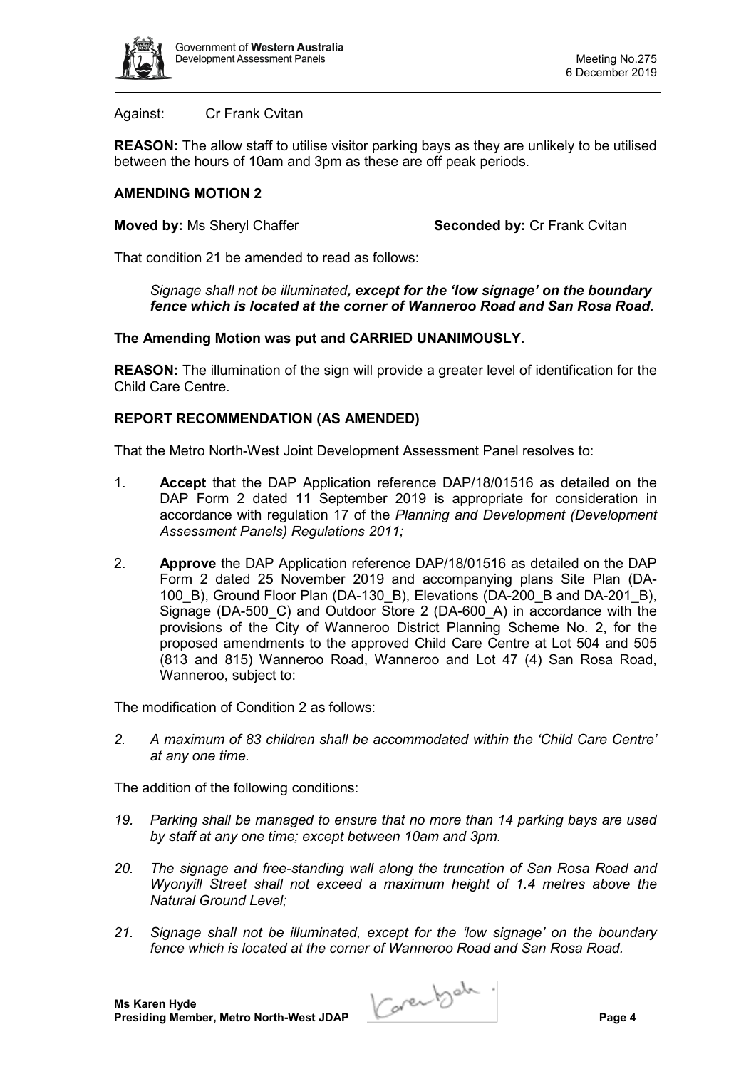Against: Cr Frank Cvitan

**REASON:** The allow staff to utilise visitor parking bays as they are unlikely to be utilised between the hours of 10am and 3pm as these are off peak periods.

**AMENDING MOTION 2**

**Moved by:** Ms Sheryl Chaffer **Seconded by:** Cr Frank Cvitan

That condition 21 be amended to read as follows:

> *Signage shall not be illuminated**, except for the 'low signage' on the boundary fence which is located at the corner of Wanneroo Road and San Rosa Road.***

**The Amending Motion was put and CARRIED UNANIMOUSLY.**

**REASON:** The illumination of the sign will provide a greater level of identification for the Child Care Centre.

**REPORT RECOMMENDATION (AS AMENDED)**

That the Metro North-West Joint Development Assessment Panel resolves to:

1. **Accept** that the DAP Application reference DAP/18/01516 as detailed on the DAP Form 2 dated 11 September 2019 is appropriate for consideration in accordance with regulation 17 of the *Planning and Development (Development Assessment Panels) Regulations 2011;*

2. **Approve** the DAP Application reference DAP/18/01516 as detailed on the DAP Form 2 dated 25 November 2019 and accompanying plans Site Plan (DA-100_B), Ground Floor Plan (DA-130_B), Elevations (DA-200_B and DA-201_B), Signage (DA-500_C) and Outdoor Store 2 (DA-600_A) in accordance with the provisions of the City of Wanneroo District Planning Scheme No. 2, for the proposed amendments to the approved Child Care Centre at Lot 504 and 505 (813 and 815) Wanneroo Road, Wanneroo and Lot 47 (4) San Rosa Road, Wanneroo, subject to:

The modification of Condition 2 as follows:

> *2. A maximum of 83 children shall be accommodated within the 'Child Care Centre' at any one time.*

The addition of the following conditions:

> *19. Parking shall be managed to ensure that no more than 14 parking bays are used by staff at any one time; except between 10am and 3pm.*
>
> *20. The signage and free-standing wall along the truncation of San Rosa Road and Wyonyill Street shall not exceed a maximum height of 1.4 metres above the Natural Ground Level;*
>
> *21. Signage shall not be illuminated, except for the 'low signage' on the boundary fence which is located at the corner of Wanneroo Road and San Rosa Road.*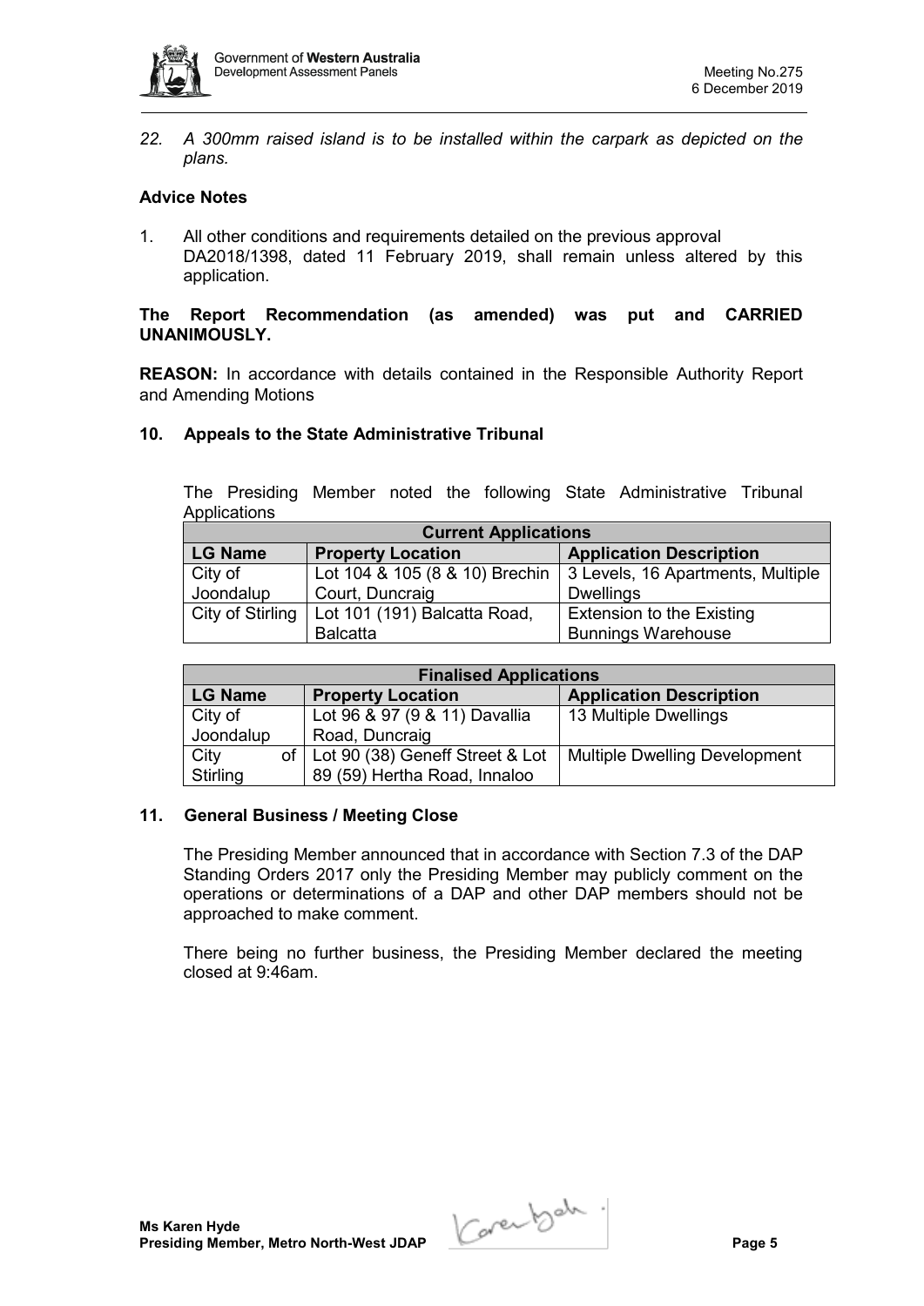*22. A 300mm raised island is to be installed within the carpark as depicted on the plans.*

**Advice Notes**

1. All other conditions and requirements detailed on the previous approval DA2018/1398, dated 11 February 2019, shall remain unless altered by this application.

**The Report Recommendation (as amended) was put and CARRIED UNANIMOUSLY.**

**REASON:** In accordance with details contained in the Responsible Authority Report and Amending Motions

## 10. Appeals to the State Administrative Tribunal

The Presiding Member noted the following State Administrative Tribunal Applications

| Current Applications | | |
|---|---|---|
| **LG Name** | **Property Location** | **Application Description** |
| City of Joondalup | Lot 104 & 105 (8 & 10) Brechin Court, Duncraig | 3 Levels, 16 Apartments, Multiple Dwellings |
| City of Stirling | Lot 101 (191) Balcatta Road, Balcatta | Extension to the Existing Bunnings Warehouse |

| Finalised Applications | | |
|---|---|---|
| **LG Name** | **Property Location** | **Application Description** |
| City of Joondalup | Lot 96 & 97 (9 & 11) Davallia Road, Duncraig | 13 Multiple Dwellings |
| City of Stirling | Lot 90 (38) Geneff Street & Lot 89 (59) Hertha Road, Innaloo | Multiple Dwelling Development |

## 11. General Business / Meeting Close

The Presiding Member announced that in accordance with Section 7.3 of the DAP Standing Orders 2017 only the Presiding Member may publicly comment on the operations or determinations of a DAP and other DAP members should not be approached to make comment.

There being no further business, the Presiding Member declared the meeting closed at 9:46am.